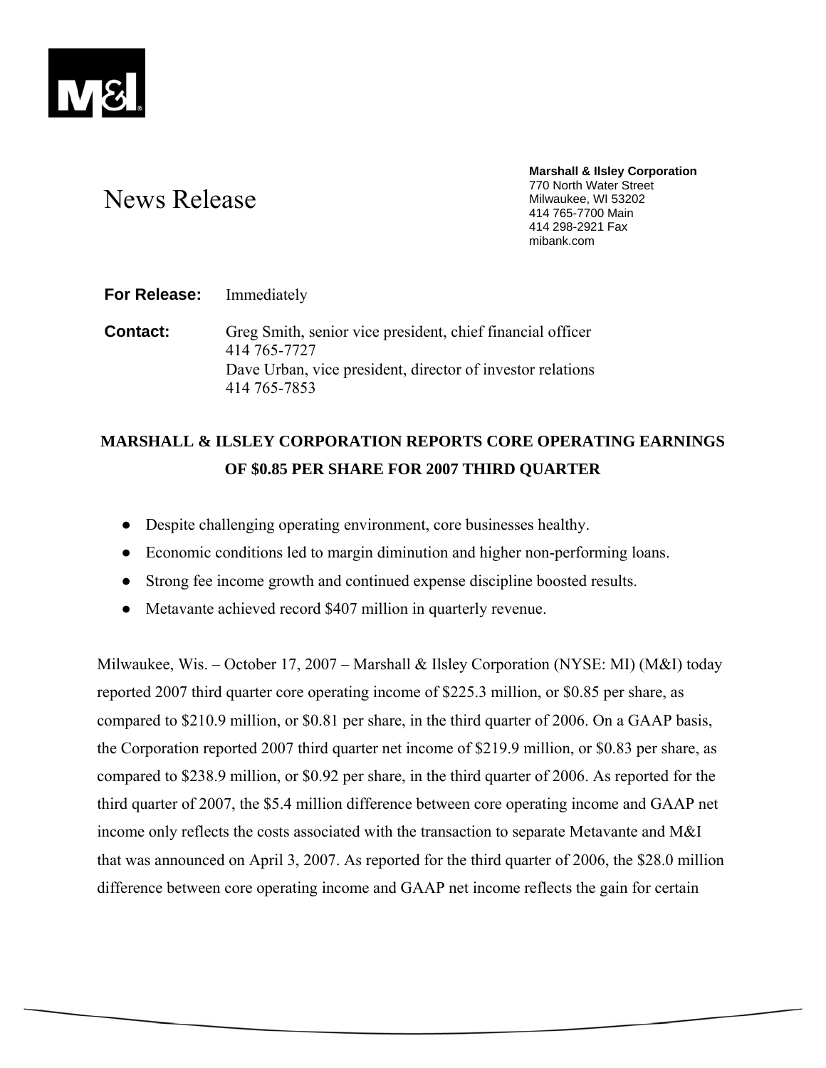# News Release

**Marshall & Ilsley Corporation**
770 North Water Street
Milwaukee, WI 53202
414 765-7700 Main
414 298-2921 Fax
mibank.com

**For Release:** Immediately

**Contact:** Greg Smith, senior vice president, chief financial officer
414 765-7727
Dave Urban, vice president, director of investor relations
414 765-7853

## MARSHALL & ILSLEY CORPORATION REPORTS CORE OPERATING EARNINGS OF $0.85 PER SHARE FOR 2007 THIRD QUARTER

- Despite challenging operating environment, core businesses healthy.
- Economic conditions led to margin diminution and higher non-performing loans.
- Strong fee income growth and continued expense discipline boosted results.
- Metavante achieved record $407 million in quarterly revenue.

Milwaukee, Wis. – October 17, 2007 – Marshall & Ilsley Corporation (NYSE: MI) (M&I) today reported 2007 third quarter core operating income of $225.3 million, or $0.85 per share, as compared to $210.9 million, or $0.81 per share, in the third quarter of 2006. On a GAAP basis, the Corporation reported 2007 third quarter net income of $219.9 million, or $0.83 per share, as compared to $238.9 million, or $0.92 per share, in the third quarter of 2006. As reported for the third quarter of 2007, the $5.4 million difference between core operating income and GAAP net income only reflects the costs associated with the transaction to separate Metavante and M&I that was announced on April 3, 2007. As reported for the third quarter of 2006, the $28.0 million difference between core operating income and GAAP net income reflects the gain for certain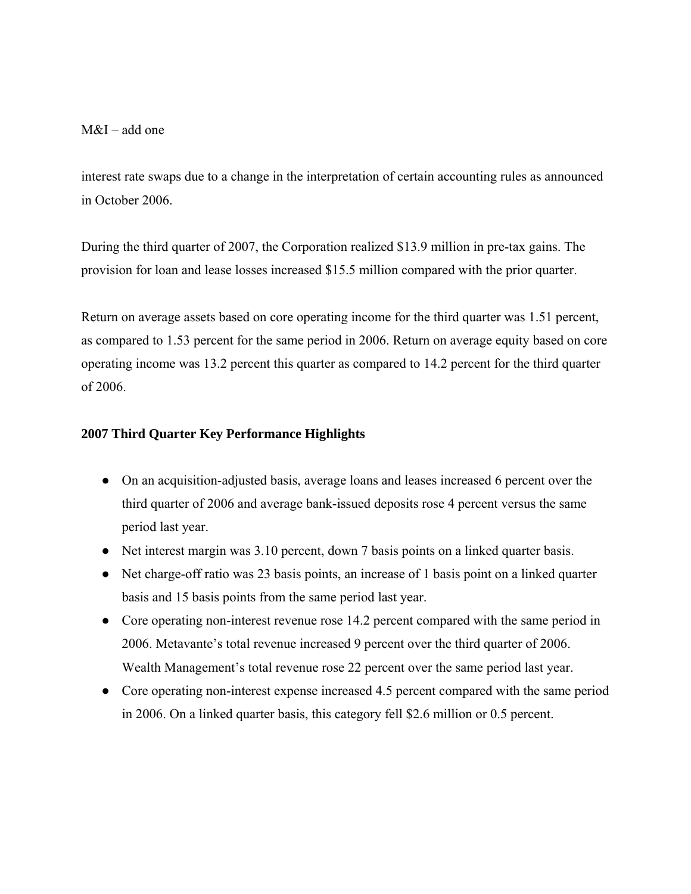interest rate swaps due to a change in the interpretation of certain accounting rules as announced in October 2006.

During the third quarter of 2007, the Corporation realized $13.9 million in pre-tax gains. The provision for loan and lease losses increased $15.5 million compared with the prior quarter.

Return on average assets based on core operating income for the third quarter was 1.51 percent, as compared to 1.53 percent for the same period in 2006. Return on average equity based on core operating income was 13.2 percent this quarter as compared to 14.2 percent for the third quarter of 2006.

**2007 Third Quarter Key Performance Highlights**

- On an acquisition-adjusted basis, average loans and leases increased 6 percent over the third quarter of 2006 and average bank-issued deposits rose 4 percent versus the same period last year.
- Net interest margin was 3.10 percent, down 7 basis points on a linked quarter basis.
- Net charge-off ratio was 23 basis points, an increase of 1 basis point on a linked quarter basis and 15 basis points from the same period last year.
- Core operating non-interest revenue rose 14.2 percent compared with the same period in 2006. Metavante's total revenue increased 9 percent over the third quarter of 2006. Wealth Management's total revenue rose 22 percent over the same period last year.
- Core operating non-interest expense increased 4.5 percent compared with the same period in 2006. On a linked quarter basis, this category fell $2.6 million or 0.5 percent.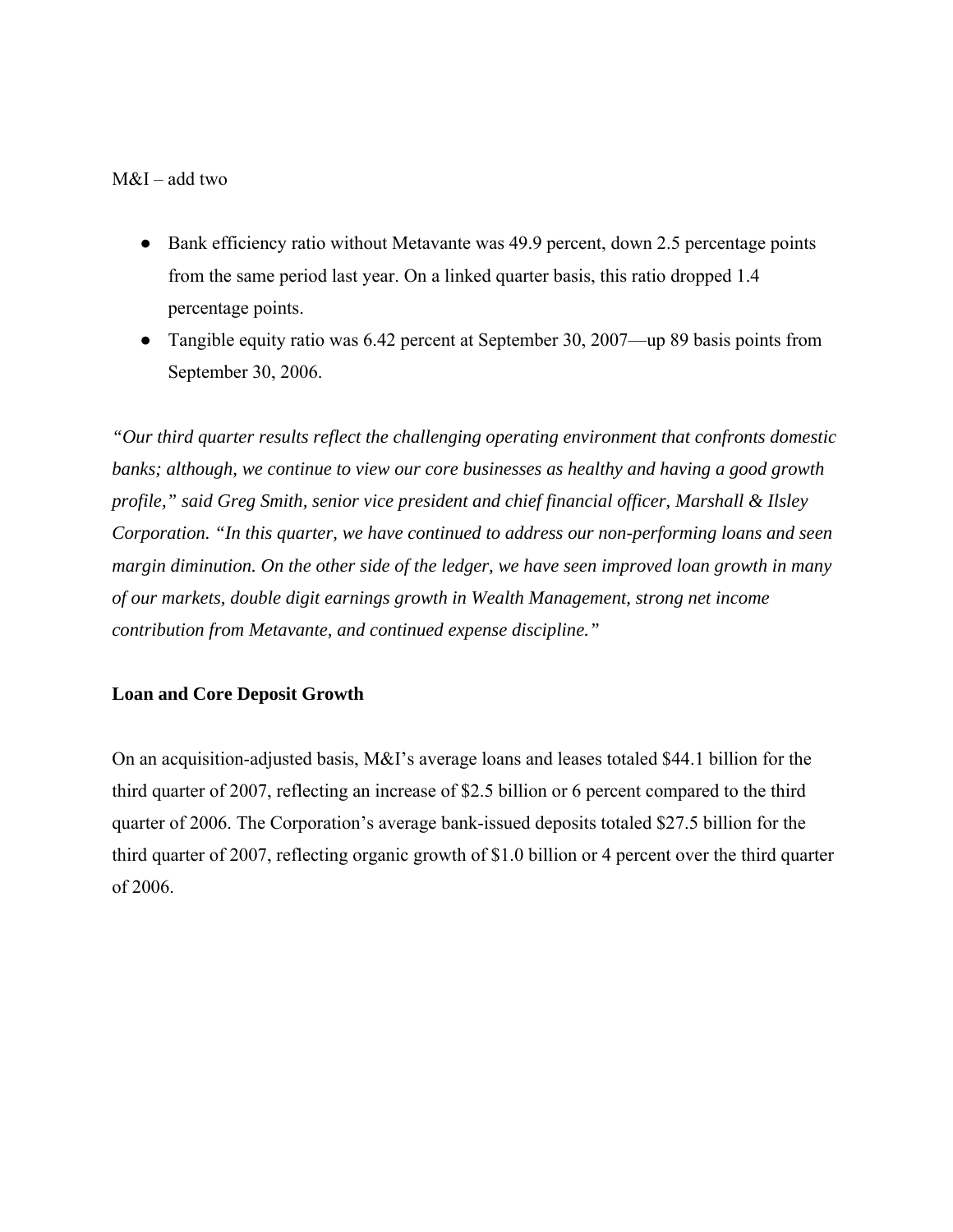M&I – add two

- Bank efficiency ratio without Metavante was 49.9 percent, down 2.5 percentage points from the same period last year. On a linked quarter basis, this ratio dropped 1.4 percentage points.
- Tangible equity ratio was 6.42 percent at September 30, 2007—up 89 basis points from September 30, 2006.

*"Our third quarter results reflect the challenging operating environment that confronts domestic banks; although, we continue to view our core businesses as healthy and having a good growth profile," said Greg Smith, senior vice president and chief financial officer, Marshall & Ilsley Corporation. "In this quarter, we have continued to address our non-performing loans and seen margin diminution. On the other side of the ledger, we have seen improved loan growth in many of our markets, double digit earnings growth in Wealth Management, strong net income contribution from Metavante, and continued expense discipline."*

**Loan and Core Deposit Growth**

On an acquisition-adjusted basis, M&I's average loans and leases totaled $44.1 billion for the third quarter of 2007, reflecting an increase of $2.5 billion or 6 percent compared to the third quarter of 2006. The Corporation's average bank-issued deposits totaled $27.5 billion for the third quarter of 2007, reflecting organic growth of $1.0 billion or 4 percent over the third quarter of 2006.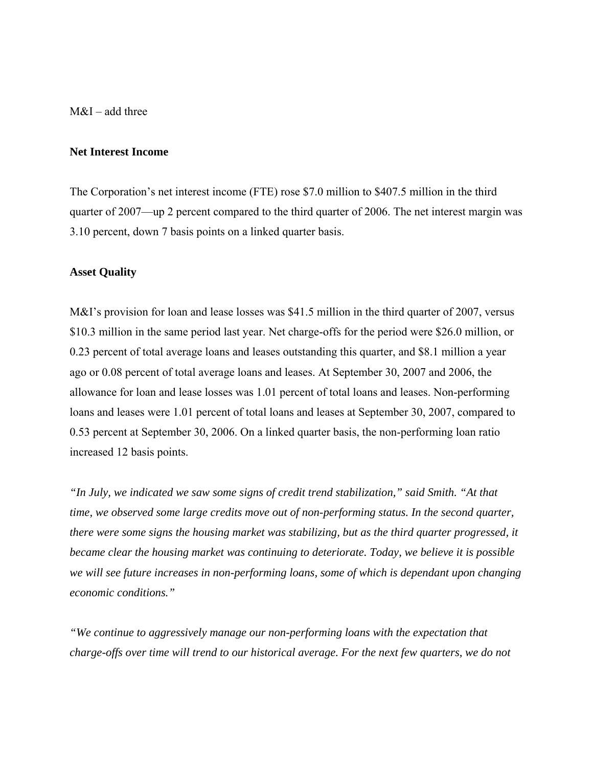M&I – add three

**Net Interest Income**

The Corporation's net interest income (FTE) rose $7.0 million to $407.5 million in the third quarter of 2007—up 2 percent compared to the third quarter of 2006. The net interest margin was 3.10 percent, down 7 basis points on a linked quarter basis.

**Asset Quality**

M&I's provision for loan and lease losses was $41.5 million in the third quarter of 2007, versus $10.3 million in the same period last year. Net charge-offs for the period were $26.0 million, or 0.23 percent of total average loans and leases outstanding this quarter, and $8.1 million a year ago or 0.08 percent of total average loans and leases. At September 30, 2007 and 2006, the allowance for loan and lease losses was 1.01 percent of total loans and leases. Non-performing loans and leases were 1.01 percent of total loans and leases at September 30, 2007, compared to 0.53 percent at September 30, 2006. On a linked quarter basis, the non-performing loan ratio increased 12 basis points.

*"In July, we indicated we saw some signs of credit trend stabilization," said Smith. "At that time, we observed some large credits move out of non-performing status. In the second quarter, there were some signs the housing market was stabilizing, but as the third quarter progressed, it became clear the housing market was continuing to deteriorate. Today, we believe it is possible we will see future increases in non-performing loans, some of which is dependant upon changing economic conditions."*

*"We continue to aggressively manage our non-performing loans with the expectation that charge-offs over time will trend to our historical average. For the next few quarters, we do not*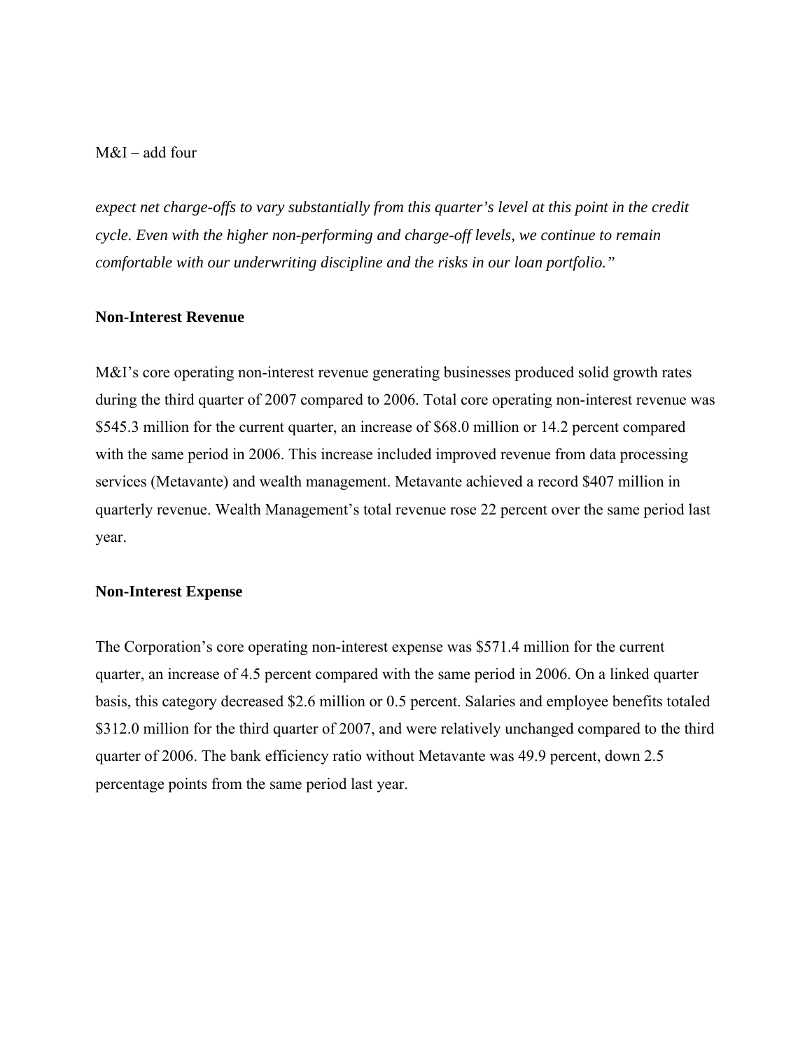*expect net charge-offs to vary substantially from this quarter's level at this point in the credit cycle. Even with the higher non-performing and charge-off levels, we continue to remain comfortable with our underwriting discipline and the risks in our loan portfolio."*

**Non-Interest Revenue**

M&I's core operating non-interest revenue generating businesses produced solid growth rates during the third quarter of 2007 compared to 2006. Total core operating non-interest revenue was $545.3 million for the current quarter, an increase of $68.0 million or 14.2 percent compared with the same period in 2006. This increase included improved revenue from data processing services (Metavante) and wealth management. Metavante achieved a record $407 million in quarterly revenue. Wealth Management's total revenue rose 22 percent over the same period last year.

**Non-Interest Expense**

The Corporation's core operating non-interest expense was $571.4 million for the current quarter, an increase of 4.5 percent compared with the same period in 2006. On a linked quarter basis, this category decreased $2.6 million or 0.5 percent. Salaries and employee benefits totaled $312.0 million for the third quarter of 2007, and were relatively unchanged compared to the third quarter of 2006. The bank efficiency ratio without Metavante was 49.9 percent, down 2.5 percentage points from the same period last year.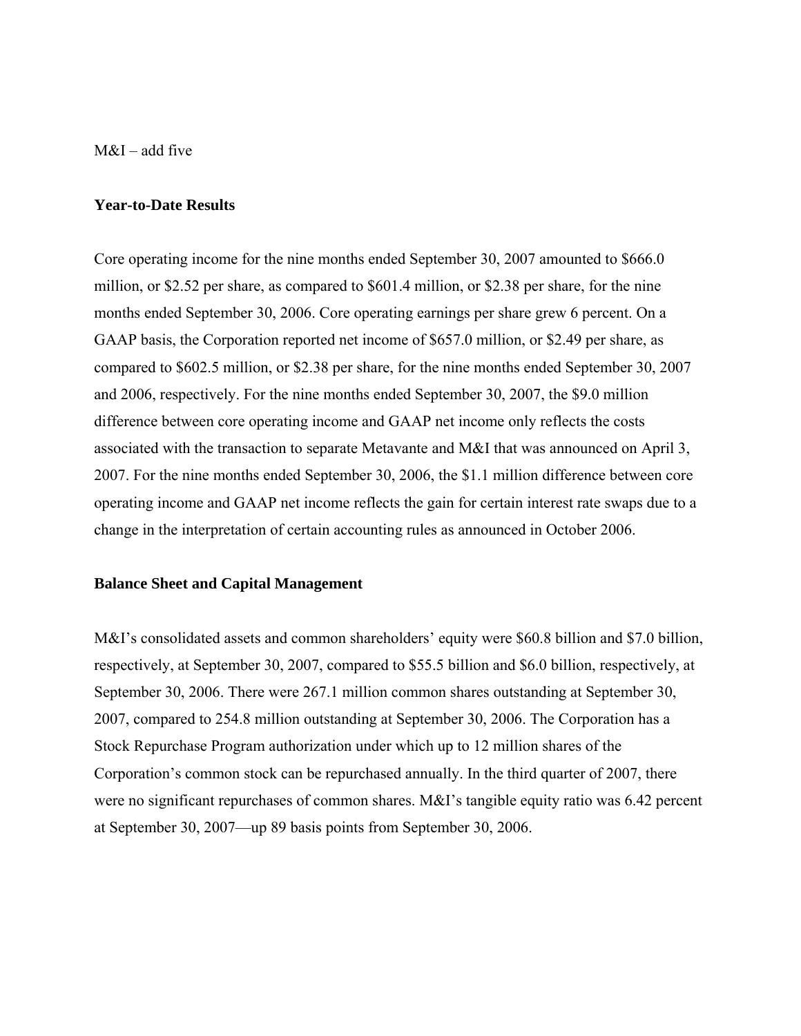M&I – add five

**Year-to-Date Results**

Core operating income for the nine months ended September 30, 2007 amounted to $666.0 million, or $2.52 per share, as compared to $601.4 million, or $2.38 per share, for the nine months ended September 30, 2006. Core operating earnings per share grew 6 percent. On a GAAP basis, the Corporation reported net income of $657.0 million, or $2.49 per share, as compared to $602.5 million, or $2.38 per share, for the nine months ended September 30, 2007 and 2006, respectively. For the nine months ended September 30, 2007, the $9.0 million difference between core operating income and GAAP net income only reflects the costs associated with the transaction to separate Metavante and M&I that was announced on April 3, 2007. For the nine months ended September 30, 2006, the $1.1 million difference between core operating income and GAAP net income reflects the gain for certain interest rate swaps due to a change in the interpretation of certain accounting rules as announced in October 2006.

**Balance Sheet and Capital Management**

M&I's consolidated assets and common shareholders' equity were $60.8 billion and $7.0 billion, respectively, at September 30, 2007, compared to $55.5 billion and $6.0 billion, respectively, at September 30, 2006. There were 267.1 million common shares outstanding at September 30, 2007, compared to 254.8 million outstanding at September 30, 2006. The Corporation has a Stock Repurchase Program authorization under which up to 12 million shares of the Corporation's common stock can be repurchased annually. In the third quarter of 2007, there were no significant repurchases of common shares. M&I's tangible equity ratio was 6.42 percent at September 30, 2007—up 89 basis points from September 30, 2006.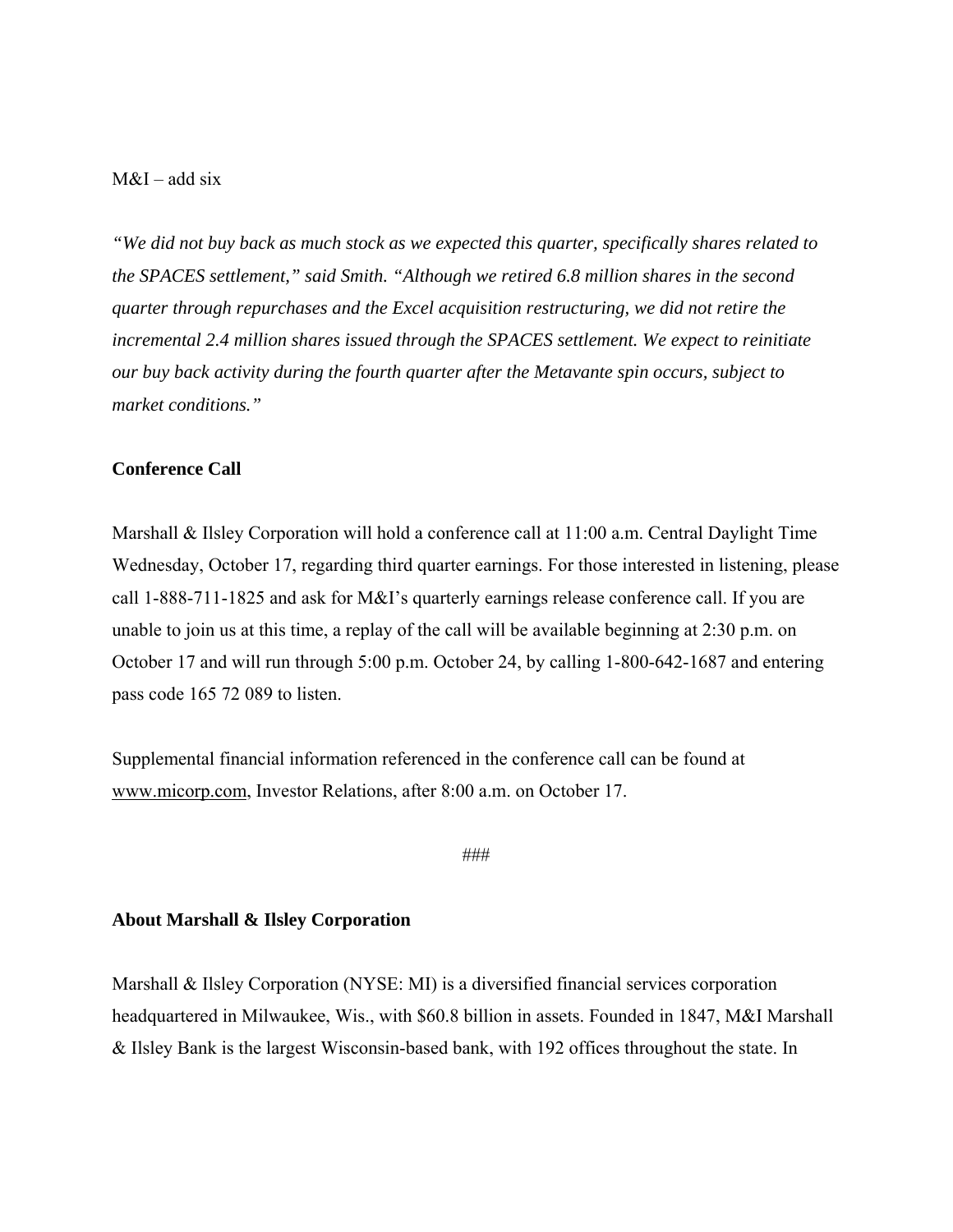M&I – add six

*"We did not buy back as much stock as we expected this quarter, specifically shares related to the SPACES settlement," said Smith. "Although we retired 6.8 million shares in the second quarter through repurchases and the Excel acquisition restructuring, we did not retire the incremental 2.4 million shares issued through the SPACES settlement. We expect to reinitiate our buy back activity during the fourth quarter after the Metavante spin occurs, subject to market conditions."*

**Conference Call**

Marshall & Ilsley Corporation will hold a conference call at 11:00 a.m. Central Daylight Time Wednesday, October 17, regarding third quarter earnings. For those interested in listening, please call 1-888-711-1825 and ask for M&I's quarterly earnings release conference call. If you are unable to join us at this time, a replay of the call will be available beginning at 2:30 p.m. on October 17 and will run through 5:00 p.m. October 24, by calling 1-800-642-1687 and entering pass code 165 72 089 to listen.

Supplemental financial information referenced in the conference call can be found at www.micorp.com, Investor Relations, after 8:00 a.m. on October 17.

###

**About Marshall & Ilsley Corporation**

Marshall & Ilsley Corporation (NYSE: MI) is a diversified financial services corporation headquartered in Milwaukee, Wis., with $60.8 billion in assets. Founded in 1847, M&I Marshall & Ilsley Bank is the largest Wisconsin-based bank, with 192 offices throughout the state. In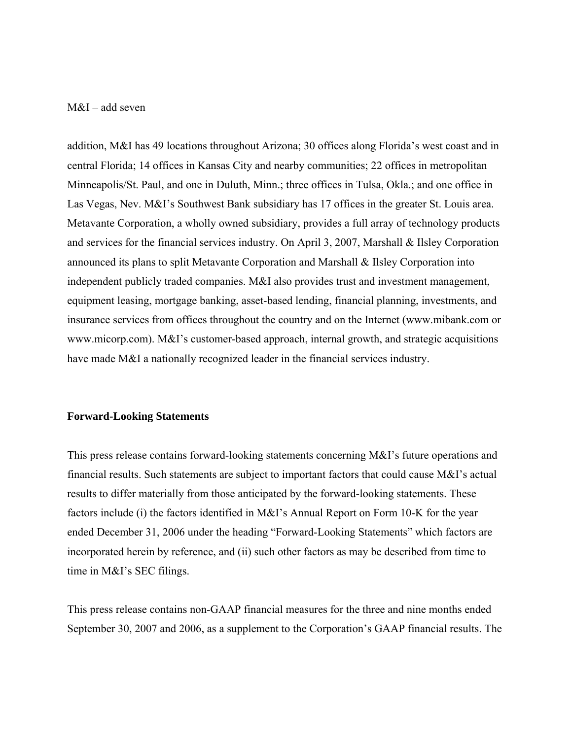addition, M&I has 49 locations throughout Arizona; 30 offices along Florida's west coast and in central Florida; 14 offices in Kansas City and nearby communities; 22 offices in metropolitan Minneapolis/St. Paul, and one in Duluth, Minn.; three offices in Tulsa, Okla.; and one office in Las Vegas, Nev. M&I's Southwest Bank subsidiary has 17 offices in the greater St. Louis area. Metavante Corporation, a wholly owned subsidiary, provides a full array of technology products and services for the financial services industry. On April 3, 2007, Marshall & Ilsley Corporation announced its plans to split Metavante Corporation and Marshall & Ilsley Corporation into independent publicly traded companies. M&I also provides trust and investment management, equipment leasing, mortgage banking, asset-based lending, financial planning, investments, and insurance services from offices throughout the country and on the Internet (www.mibank.com or www.micorp.com). M&I's customer-based approach, internal growth, and strategic acquisitions have made M&I a nationally recognized leader in the financial services industry.

**Forward-Looking Statements**

This press release contains forward-looking statements concerning M&I's future operations and financial results. Such statements are subject to important factors that could cause M&I's actual results to differ materially from those anticipated by the forward-looking statements. These factors include (i) the factors identified in M&I's Annual Report on Form 10-K for the year ended December 31, 2006 under the heading "Forward-Looking Statements" which factors are incorporated herein by reference, and (ii) such other factors as may be described from time to time in M&I's SEC filings.

This press release contains non-GAAP financial measures for the three and nine months ended September 30, 2007 and 2006, as a supplement to the Corporation's GAAP financial results. The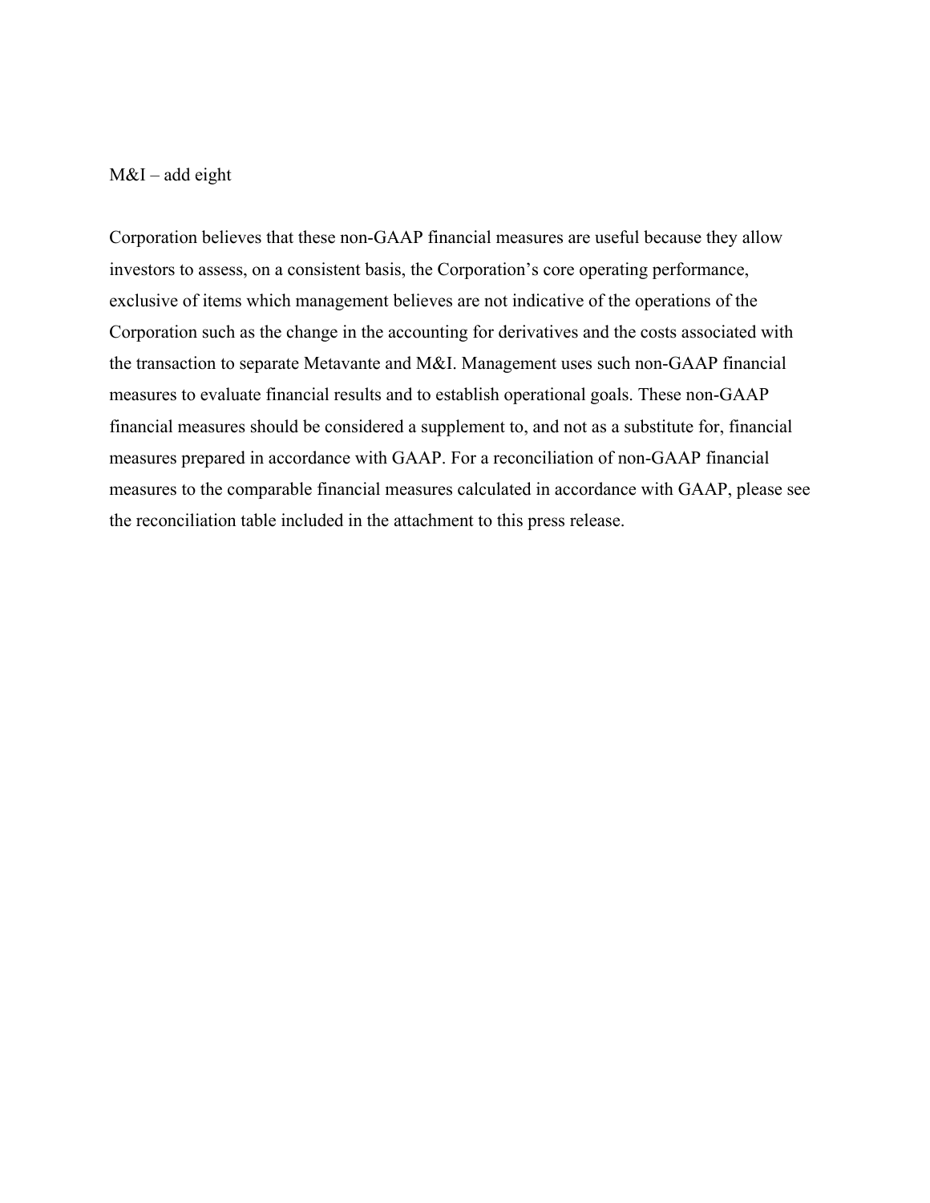M&I – add eight

Corporation believes that these non-GAAP financial measures are useful because they allow investors to assess, on a consistent basis, the Corporation's core operating performance, exclusive of items which management believes are not indicative of the operations of the Corporation such as the change in the accounting for derivatives and the costs associated with the transaction to separate Metavante and M&I. Management uses such non-GAAP financial measures to evaluate financial results and to establish operational goals. These non-GAAP financial measures should be considered a supplement to, and not as a substitute for, financial measures prepared in accordance with GAAP. For a reconciliation of non-GAAP financial measures to the comparable financial measures calculated in accordance with GAAP, please see the reconciliation table included in the attachment to this press release.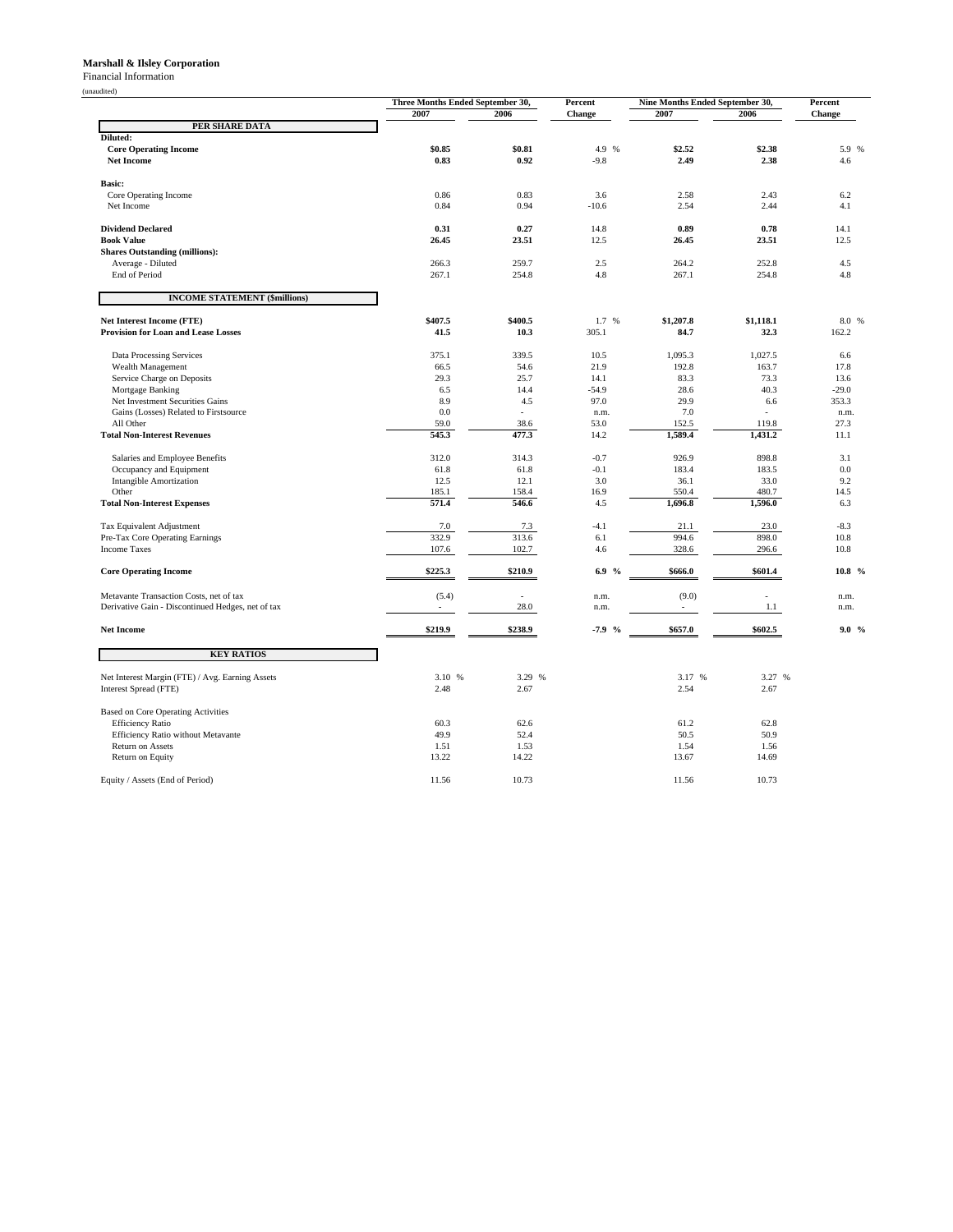**Marshall & Ilsley Corporation**

Financial Information

(unaudited)

| | Three Months Ended September 30, | | Percent | Nine Months Ended September 30, | | Percent |
|---|---|---|---|---|---|---|
| | 2007 | 2006 | Change | 2007 | 2006 | Change |
| **PER SHARE DATA** | | | | | | |
| **Diluted:** | | | | | | |
| **Core Operating Income** | **$0.85** | **$0.81** | 4.9 % | **$2.52** | **$2.38** | 5.9 % |
| **Net Income** | **0.83** | **0.92** | -9.8 | **2.49** | **2.38** | 4.6 |
| **Basic:** | | | | | | |
| Core Operating Income | 0.86 | 0.83 | 3.6 | 2.58 | 2.43 | 6.2 |
| Net Income | 0.84 | 0.94 | -10.6 | 2.54 | 2.44 | 4.1 |
| **Dividend Declared** | **0.31** | **0.27** | 14.8 | **0.89** | **0.78** | 14.1 |
| **Book Value** | **26.45** | **23.51** | 12.5 | **26.45** | **23.51** | 12.5 |
| **Shares Outstanding (millions):** | | | | | | |
| Average - Diluted | 266.3 | 259.7 | 2.5 | 264.2 | 252.8 | 4.5 |
| End of Period | 267.1 | 254.8 | 4.8 | 267.1 | 254.8 | 4.8 |
| **INCOME STATEMENT ($millions)** | | | | | | |
| **Net Interest Income (FTE)** | **$407.5** | **$400.5** | 1.7 % | **$1,207.8** | **$1,118.1** | 8.0 % |
| **Provision for Loan and Lease Losses** | **41.5** | **10.3** | 305.1 | **84.7** | **32.3** | 162.2 |
| Data Processing Services | 375.1 | 339.5 | 10.5 | 1,095.3 | 1,027.5 | 6.6 |
| Wealth Management | 66.5 | 54.6 | 21.9 | 192.8 | 163.7 | 17.8 |
| Service Charge on Deposits | 29.3 | 25.7 | 14.1 | 83.3 | 73.3 | 13.6 |
| Mortgage Banking | 6.5 | 14.4 | -54.9 | 28.6 | 40.3 | -29.0 |
| Net Investment Securities Gains | 8.9 | 4.5 | 97.0 | 29.9 | 6.6 | 353.3 |
| Gains (Losses) Related to Firstsource | 0.0 | - | n.m. | 7.0 | - | n.m. |
| All Other | 59.0 | 38.6 | 53.0 | 152.5 | 119.8 | 27.3 |
| **Total Non-Interest Revenues** | **545.3** | **477.3** | 14.2 | **1,589.4** | **1,431.2** | 11.1 |
| Salaries and Employee Benefits | 312.0 | 314.3 | -0.7 | 926.9 | 898.8 | 3.1 |
| Occupancy and Equipment | 61.8 | 61.8 | -0.1 | 183.4 | 183.5 | 0.0 |
| Intangible Amortization | 12.5 | 12.1 | 3.0 | 36.1 | 33.0 | 9.2 |
| Other | 185.1 | 158.4 | 16.9 | 550.4 | 480.7 | 14.5 |
| **Total Non-Interest Expenses** | **571.4** | **546.6** | 4.5 | **1,696.8** | **1,596.0** | 6.3 |
| Tax Equivalent Adjustment | 7.0 | 7.3 | -4.1 | 21.1 | 23.0 | -8.3 |
| Pre-Tax Core Operating Earnings | 332.9 | 313.6 | 6.1 | 994.6 | 898.0 | 10.8 |
| Income Taxes | 107.6 | 102.7 | 4.6 | 328.6 | 296.6 | 10.8 |
| **Core Operating Income** | **$225.3** | **$210.9** | **6.9 %** | **$666.0** | **$601.4** | **10.8 %** |
| Metavante Transaction Costs, net of tax | (5.4) | - | n.m. | (9.0) | - | n.m. |
| Derivative Gain - Discontinued Hedges, net of tax | - | 28.0 | n.m. | - | 1.1 | n.m. |
| **Net Income** | **$219.9** | **$238.9** | **-7.9 %** | **$657.0** | **$602.5** | **9.0 %** |
| **KEY RATIOS** | | | | | | |
| Net Interest Margin (FTE) / Avg. Earning Assets | 3.10 % | 3.29 % | | 3.17 % | 3.27 % | |
| Interest Spread (FTE) | 2.48 | 2.67 | | 2.54 | 2.67 | |
| Based on Core Operating Activities | | | | | | |
| Efficiency Ratio | 60.3 | 62.6 | | 61.2 | 62.8 | |
| Efficiency Ratio without Metavante | 49.9 | 52.4 | | 50.5 | 50.9 | |
| Return on Assets | 1.51 | 1.53 | | 1.54 | 1.56 | |
| Return on Equity | 13.22 | 14.22 | | 13.67 | 14.69 | |
| Equity / Assets (End of Period) | 11.56 | 10.73 | | 11.56 | 10.73 | |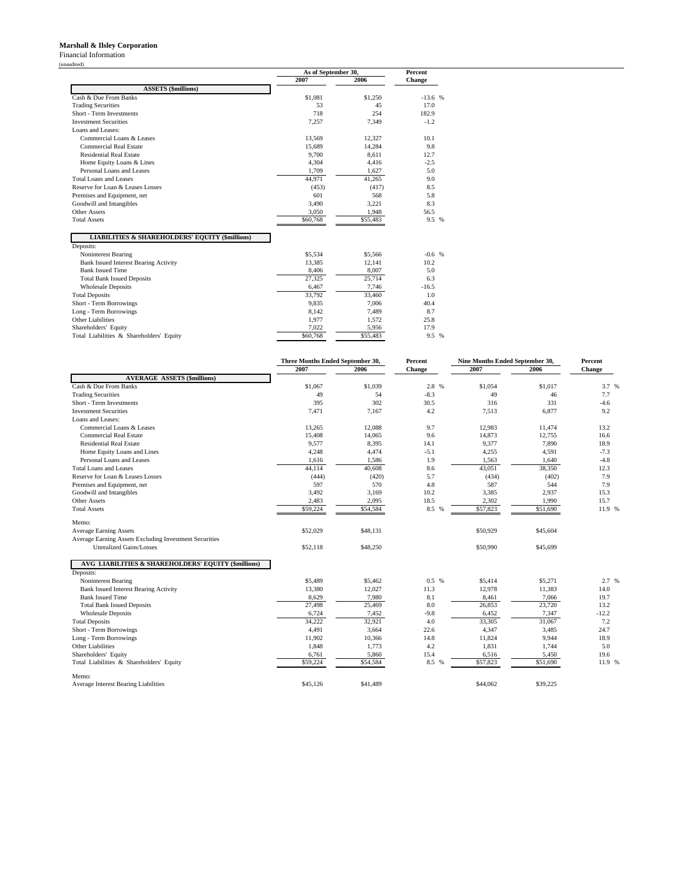**Marshall & Ilsley Corporation**
Financial Information
(unaudited)

| | As of September 30, | | Percent |
|---|---|---|---|
| | 2007 | 2006 | Change |
| **ASSETS ($millions)** | | | |
| Cash & Due From Banks | $1,081 | $1,250 | -13.6 % |
| Trading Securities | 53 | 45 | 17.0 |
| Short - Term Investments | 718 | 254 | 182.9 |
| Investment Securities | 7,257 | 7,349 | -1.2 |
| Loans and Leases: | | | |
| Commercial Loans & Leases | 13,569 | 12,327 | 10.1 |
| Commercial Real Estate | 15,689 | 14,284 | 9.8 |
| Residential Real Estate | 9,700 | 8,611 | 12.7 |
| Home Equity Loans & Lines | 4,304 | 4,416 | -2.5 |
| Personal Loans and Leases | 1,709 | 1,627 | 5.0 |
| Total Loans and Leases | 44,971 | 41,265 | 9.0 |
| Reserve for Loan & Leases Losses | (453) | (417) | 8.5 |
| Premises and Equipment, net | 601 | 568 | 5.8 |
| Goodwill and Intangibles | 3,490 | 3,221 | 8.3 |
| Other Assets | 3,050 | 1,948 | 56.5 |
| Total Assets | $60,768 | $55,483 | 9.5 % |
| **LIABILITIES & SHAREHOLDERS' EQUITY ($millions)** | | | |
| Deposits: | | | |
| Noninterest Bearing | $5,534 | $5,566 | -0.6 % |
| Bank Issued Interest Bearing Activity | 13,385 | 12,141 | 10.2 |
| Bank Issued Time | 8,406 | 8,007 | 5.0 |
| Total Bank Issued Deposits | 27,325 | 25,714 | 6.3 |
| Wholesale Deposits | 6,467 | 7,746 | -16.5 |
| Total Deposits | 33,792 | 33,460 | 1.0 |
| Short - Term Borrowings | 9,835 | 7,006 | 40.4 |
| Long - Term Borrowings | 8,142 | 7,489 | 8.7 |
| Other Liabilities | 1,977 | 1,572 | 25.8 |
| Shareholders' Equity | 7,022 | 5,956 | 17.9 |
| Total Liabilities & Shareholders' Equity | $60,768 | $55,483 | 9.5 % |

| | Three Months Ended September 30, | | Percent | Nine Months Ended September 30, | | Percent |
|---|---|---|---|---|---|---|
| | 2007 | 2006 | Change | 2007 | 2006 | Change |
| **AVERAGE ASSETS ($millions)** | | | | | | |
| Cash & Due From Banks | $1,067 | $1,039 | 2.8 % | $1,054 | $1,017 | 3.7 % |
| Trading Securities | 49 | 54 | -8.3 | 49 | 46 | 7.7 |
| Short - Term Investments | 395 | 302 | 30.5 | 316 | 331 | -4.6 |
| Investment Securities | 7,471 | 7,167 | 4.2 | 7,513 | 6,877 | 9.2 |
| Loans and Leases: | | | | | | |
| Commercial Loans & Leases | 13,265 | 12,088 | 9.7 | 12,983 | 11,474 | 13.2 |
| Commercial Real Estate | 15,408 | 14,065 | 9.6 | 14,873 | 12,755 | 16.6 |
| Residential Real Estate | 9,577 | 8,395 | 14.1 | 9,377 | 7,890 | 18.9 |
| Home Equity Loans and Lines | 4,248 | 4,474 | -5.1 | 4,255 | 4,591 | -7.3 |
| Personal Loans and Leases | 1,616 | 1,586 | 1.9 | 1,563 | 1,640 | -4.8 |
| Total Loans and Leases | 44,114 | 40,608 | 8.6 | 43,051 | 38,350 | 12.3 |
| Reserve for Loan & Leases Losses | (444) | (420) | 5.7 | (434) | (402) | 7.9 |
| Premises and Equipment, net | 597 | 570 | 4.8 | 587 | 544 | 7.9 |
| Goodwill and Intangibles | 3,492 | 3,169 | 10.2 | 3,385 | 2,937 | 15.3 |
| Other Assets | 2,483 | 2,095 | 18.5 | 2,302 | 1,990 | 15.7 |
| Total Assets | $59,224 | $54,584 | 8.5 % | $57,823 | $51,690 | 11.9 % |
| Memo: | | | | | | |
| Average Earning Assets | $52,029 | $48,131 | | $50,929 | $45,604 | |
| Average Earning Assets Excluding Investment Securities Unrealized Gains/Losses | $52,118 | $48,250 | | $50,990 | $45,699 | |
| **AVG LIABILITIES & SHAREHOLDERS' EQUITY ($millions)** | | | | | | |
| Deposits: | | | | | | |
| Noninterest Bearing | $5,489 | $5,462 | 0.5 % | $5,414 | $5,271 | 2.7 % |
| Bank Issued Interest Bearing Activity | 13,380 | 12,027 | 11.3 | 12,978 | 11,383 | 14.0 |
| Bank Issued Time | 8,629 | 7,980 | 8.1 | 8,461 | 7,066 | 19.7 |
| Total Bank Issued Deposits | 27,498 | 25,469 | 8.0 | 26,853 | 23,720 | 13.2 |
| Wholesale Deposits | 6,724 | 7,452 | -9.8 | 6,452 | 7,347 | -12.2 |
| Total Deposits | 34,222 | 32,921 | 4.0 | 33,305 | 31,067 | 7.2 |
| Short - Term Borrowings | 4,491 | 3,664 | 22.6 | 4,347 | 3,485 | 24.7 |
| Long - Term Borrowings | 11,902 | 10,366 | 14.8 | 11,824 | 9,944 | 18.9 |
| Other Liabilities | 1,848 | 1,773 | 4.2 | 1,831 | 1,744 | 5.0 |
| Shareholders' Equity | 6,761 | 5,860 | 15.4 | 6,516 | 5,450 | 19.6 |
| Total Liabilities & Shareholders' Equity | $59,224 | $54,584 | 8.5 % | $57,823 | $51,690 | 11.9 % |
| Memo: | | | | | | |
| Average Interest Bearing Liabilities | $45,126 | $41,489 | | $44,062 | $39,225 | |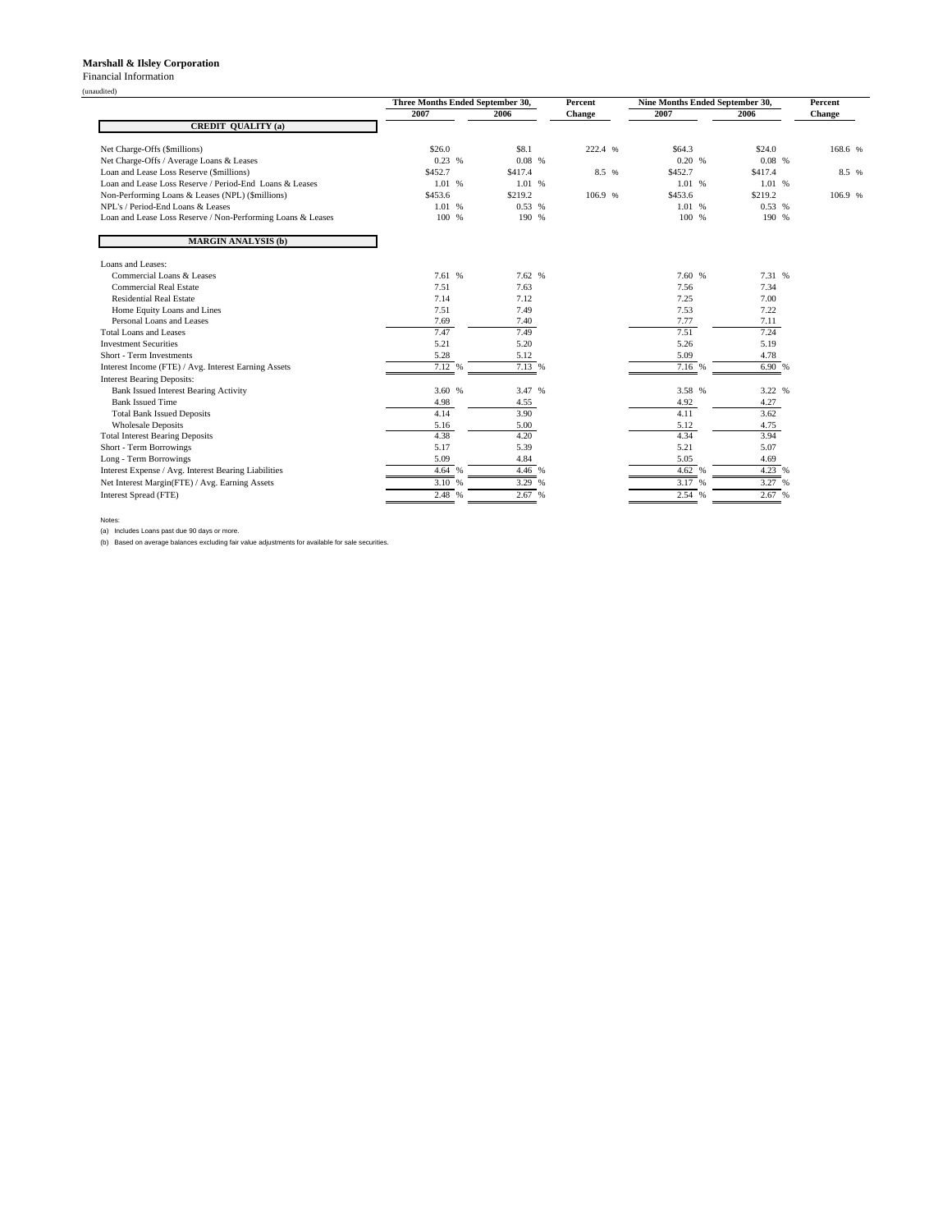**Marshall & Ilsley Corporation**

Financial Information

(unaudited)

| | Three Months Ended September 30, | | Percent | Nine Months Ended September 30, | | Percent |
|---|---|---|---|---|---|---|
| | 2007 | 2006 | Change | 2007 | 2006 | Change |
| **CREDIT QUALITY (a)** | | | | | | |
| Net Charge-Offs ($millions) | $26.0 | $8.1 | 222.4 % | $64.3 | $24.0 | 168.6 % |
| Net Charge-Offs / Average Loans & Leases | 0.23 % | 0.08 % | | 0.20 % | 0.08 % | |
| Loan and Lease Loss Reserve ($millions) | $452.7 | $417.4 | 8.5 % | $452.7 | $417.4 | 8.5 % |
| Loan and Lease Loss Reserve / Period-End Loans & Leases | 1.01 % | 1.01 % | | 1.01 % | 1.01 % | |
| Non-Performing Loans & Leases (NPL) ($millions) | $453.6 | $219.2 | 106.9 % | $453.6 | $219.2 | 106.9 % |
| NPL's / Period-End Loans & Leases | 1.01 % | 0.53 % | | 1.01 % | 0.53 % | |
| Loan and Lease Loss Reserve / Non-Performing Loans & Leases | 100 % | 190 % | | 100 % | 190 % | |
| **MARGIN ANALYSIS (b)** | | | | | | |
| Loans and Leases: | | | | | | |
| Commercial Loans & Leases | 7.61 % | 7.62 % | | 7.60 % | 7.31 % | |
| Commercial Real Estate | 7.51 | 7.63 | | 7.56 | 7.34 | |
| Residential Real Estate | 7.14 | 7.12 | | 7.25 | 7.00 | |
| Home Equity Loans and Lines | 7.51 | 7.49 | | 7.53 | 7.22 | |
| Personal Loans and Leases | 7.69 | 7.40 | | 7.77 | 7.11 | |
| Total Loans and Leases | 7.47 | 7.49 | | 7.51 | 7.24 | |
| Investment Securities | 5.21 | 5.20 | | 5.26 | 5.19 | |
| Short - Term Investments | 5.28 | 5.12 | | 5.09 | 4.78 | |
| Interest Income (FTE) / Avg. Interest Earning Assets | 7.12 % | 7.13 % | | 7.16 % | 6.90 % | |
| Interest Bearing Deposits: | | | | | | |
| Bank Issued Interest Bearing Activity | 3.60 % | 3.47 % | | 3.58 % | 3.22 % | |
| Bank Issued Time | 4.98 | 4.55 | | 4.92 | 4.27 | |
| Total Bank Issued Deposits | 4.14 | 3.90 | | 4.11 | 3.62 | |
| Wholesale Deposits | 5.16 | 5.00 | | 5.12 | 4.75 | |
| Total Interest Bearing Deposits | 4.38 | 4.20 | | 4.34 | 3.94 | |
| Short - Term Borrowings | 5.17 | 5.39 | | 5.21 | 5.07 | |
| Long - Term Borrowings | 5.09 | 4.84 | | 5.05 | 4.69 | |
| Interest Expense / Avg. Interest Bearing Liabilities | 4.64 % | 4.46 % | | 4.62 % | 4.23 % | |
| Net Interest Margin(FTE) / Avg. Earning Assets | 3.10 % | 3.29 % | | 3.17 % | 3.27 % | |
| Interest Spread (FTE) | 2.48 % | 2.67 % | | 2.54 % | 2.67 % | |

Notes:

(a) Includes Loans past due 90 days or more.

(b) Based on average balances excluding fair value adjustments for available for sale securities.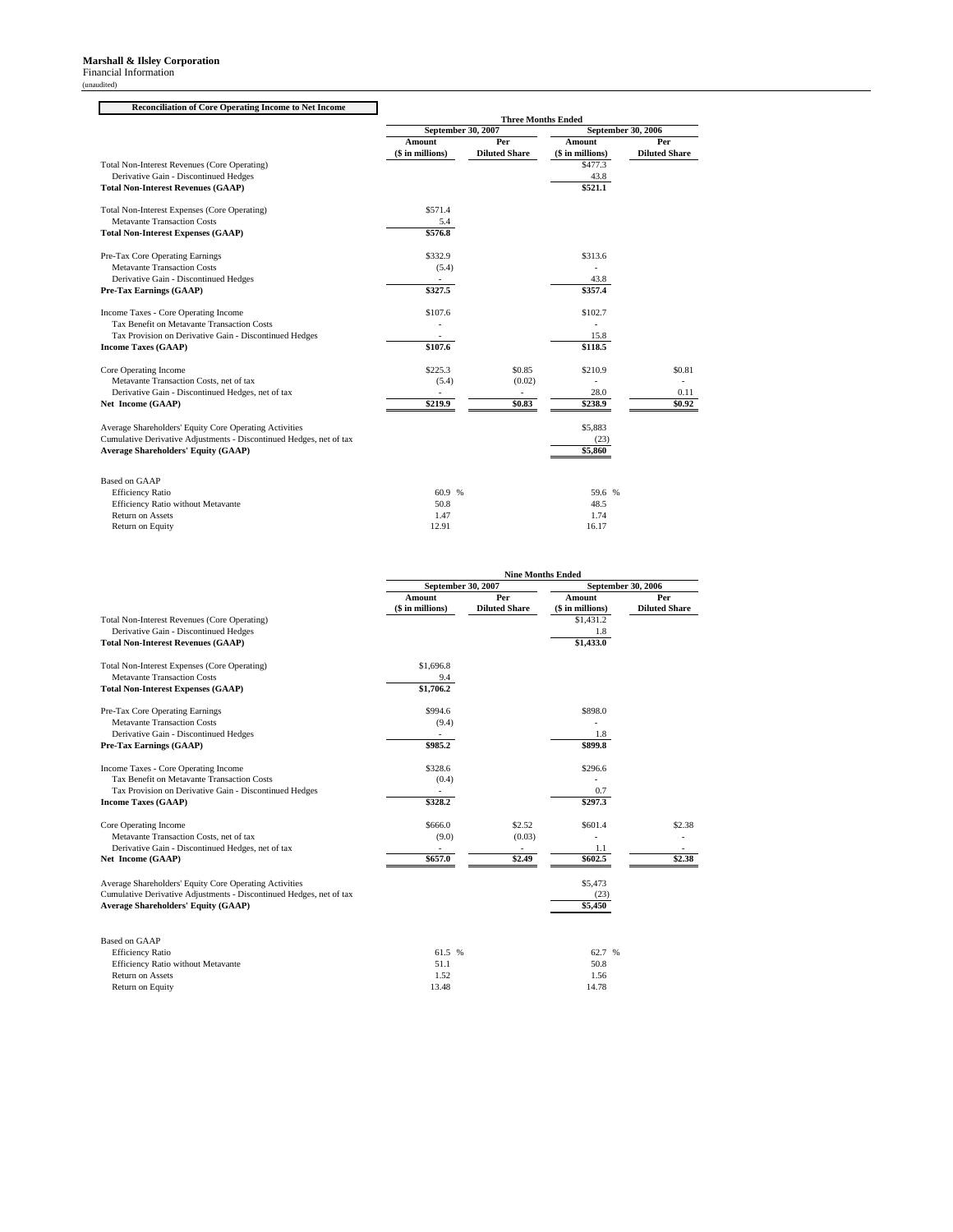**Marshall & Ilsley Corporation**
Financial Information
(unaudited)

**Reconciliation of Core Operating Income to Net Income**

| | Three Months Ended | | | |
|---|---|---|---|---|
| | September 30, 2007 | | September 30, 2006 | |
| | Amount ($ in millions) | Per Diluted Share | Amount ($ in millions) | Per Diluted Share |
| Total Non-Interest Revenues (Core Operating) | | | $477.3 | |
| Derivative Gain - Discontinued Hedges | | | 43.8 | |
| **Total Non-Interest Revenues (GAAP)** | | | **$521.1** | |
| | | | | |
| Total Non-Interest Expenses (Core Operating) | $571.4 | | | |
| Metavante Transaction Costs | 5.4 | | | |
| **Total Non-Interest Expenses (GAAP)** | **$576.8** | | | |
| | | | | |
| Pre-Tax Core Operating Earnings | $332.9 | | $313.6 | |
| Metavante Transaction Costs | (5.4) | | - | |
| Derivative Gain - Discontinued Hedges | - | | 43.8 | |
| **Pre-Tax Earnings (GAAP)** | **$327.5** | | **$357.4** | |
| | | | | |
| Income Taxes - Core Operating Income | $107.6 | | $102.7 | |
| Tax Benefit on Metavante Transaction Costs | - | | - | |
| Tax Provision on Derivative Gain - Discontinued Hedges | - | | 15.8 | |
| **Income Taxes (GAAP)** | **$107.6** | | **$118.5** | |
| | | | | |
| Core Operating Income | $225.3 | $0.85 | $210.9 | $0.81 |
| Metavante Transaction Costs, net of tax | (5.4) | (0.02) | - | - |
| Derivative Gain - Discontinued Hedges, net of tax | - | - | 28.0 | 0.11 |
| **Net Income (GAAP)** | **$219.9** | **$0.83** | **$238.9** | **$0.92** |
| | | | | |
| Average Shareholders' Equity Core Operating Activities | | | $5,883 | |
| Cumulative Derivative Adjustments - Discontinued Hedges, net of tax | | | (23) | |
| **Average Shareholders' Equity (GAAP)** | | | **$5,860** | |
| | | | | |
| Based on GAAP | | | | |
| Efficiency Ratio | 60.9 % | | 59.6 % | |
| Efficiency Ratio without Metavante | 50.8 | | 48.5 | |
| Return on Assets | 1.47 | | 1.74 | |
| Return on Equity | 12.91 | | 16.17 | |

| | Nine Months Ended | | | |
|---|---|---|---|---|
| | September 30, 2007 | | September 30, 2006 | |
| | Amount ($ in millions) | Per Diluted Share | Amount ($ in millions) | Per Diluted Share |
| Total Non-Interest Revenues (Core Operating) | | | $1,431.2 | |
| Derivative Gain - Discontinued Hedges | | | 1.8 | |
| **Total Non-Interest Revenues (GAAP)** | | | **$1,433.0** | |
| | | | | |
| Total Non-Interest Expenses (Core Operating) | $1,696.8 | | | |
| Metavante Transaction Costs | 9.4 | | | |
| **Total Non-Interest Expenses (GAAP)** | **$1,706.2** | | | |
| | | | | |
| Pre-Tax Core Operating Earnings | $994.6 | | $898.0 | |
| Metavante Transaction Costs | (9.4) | | - | |
| Derivative Gain - Discontinued Hedges | - | | 1.8 | |
| **Pre-Tax Earnings (GAAP)** | **$985.2** | | **$899.8** | |
| | | | | |
| Income Taxes - Core Operating Income | $328.6 | | $296.6 | |
| Tax Benefit on Metavante Transaction Costs | (0.4) | | - | |
| Tax Provision on Derivative Gain - Discontinued Hedges | - | | 0.7 | |
| **Income Taxes (GAAP)** | **$328.2** | | **$297.3** | |
| | | | | |
| Core Operating Income | $666.0 | $2.52 | $601.4 | $2.38 |
| Metavante Transaction Costs, net of tax | (9.0) | (0.03) | - | - |
| Derivative Gain - Discontinued Hedges, net of tax | - | - | 1.1 | - |
| **Net Income (GAAP)** | **$657.0** | **$2.49** | **$602.5** | **$2.38** |
| | | | | |
| Average Shareholders' Equity Core Operating Activities | | | $5,473 | |
| Cumulative Derivative Adjustments - Discontinued Hedges, net of tax | | | (23) | |
| **Average Shareholders' Equity (GAAP)** | | | **$5,450** | |
| | | | | |
| Based on GAAP | | | | |
| Efficiency Ratio | 61.5 % | | 62.7 % | |
| Efficiency Ratio without Metavante | 51.1 | | 50.8 | |
| Return on Assets | 1.52 | | 1.56 | |
| Return on Equity | 13.48 | | 14.78 | |